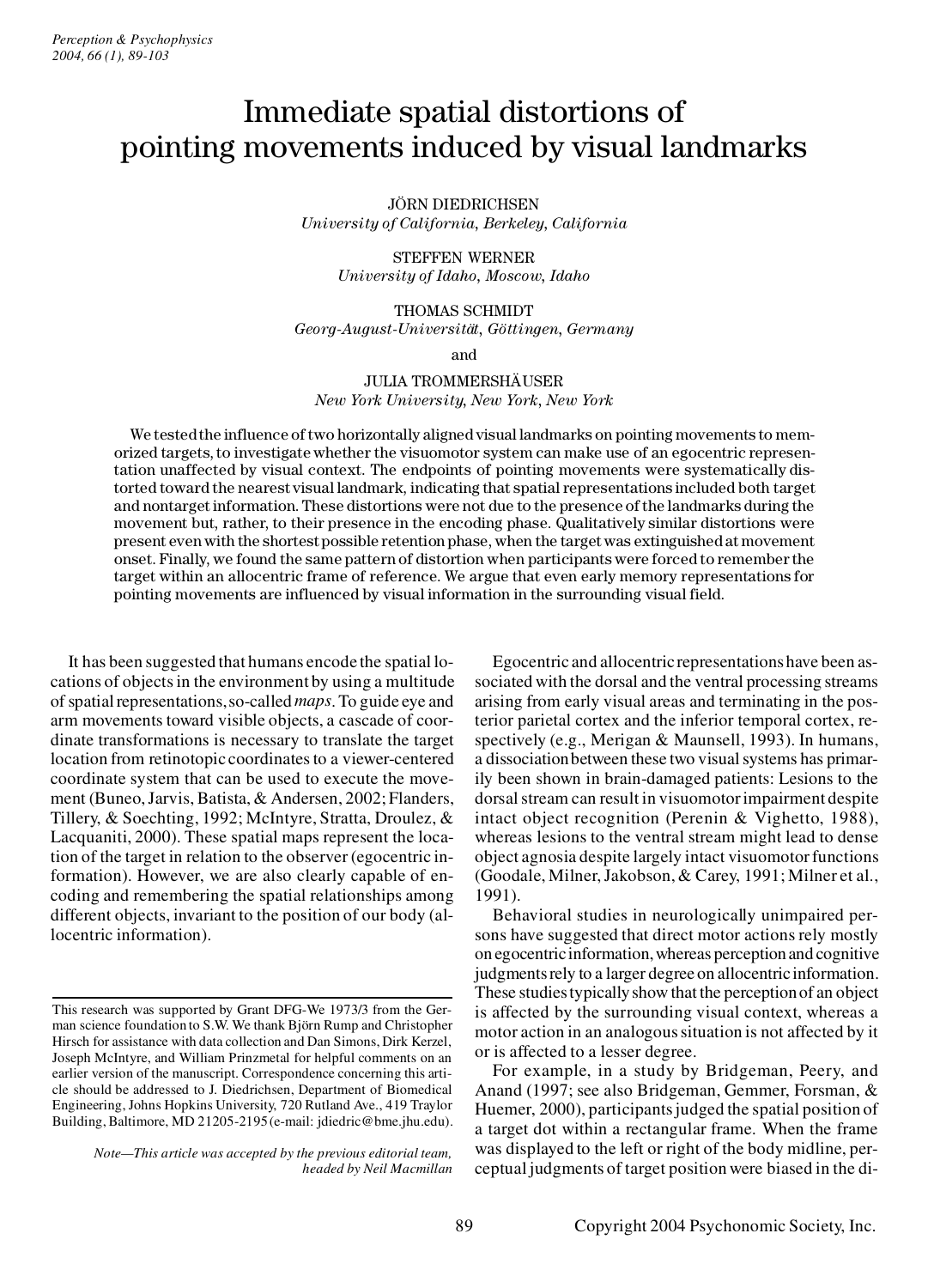# Immediate spatial distortions of pointing movements induced by visual landmarks

JÖRN DIEDRICHSEN
*University of California, Berkeley, California*

STEFFEN WERNER
*University of Idaho, Moscow, Idaho*

THOMAS SCHMIDT
*Georg-August-Universität, Göttingen, Germany*

and

JULIA TROMMERSHÄUSER
*New York University, New York, New York*

We tested the influence of two horizontally aligned visual landmarks on pointing movements to memorized targets, to investigate whether the visuomotor system can make use of an egocentric representation unaffected by visual context. The endpoints of pointing movements were systematically distorted toward the nearest visual landmark, indicating that spatial representations included both target and nontarget information. These distortions were not due to the presence of the landmarks during the movement but, rather, to their presence in the encoding phase. Qualitatively similar distortions were present even with the shortest possible retention phase, when the target was extinguished at movement onset. Finally, we found the same pattern of distortion when participants were forced to remember the target within an allocentric frame of reference. We argue that even early memory representations for pointing movements are influenced by visual information in the surrounding visual field.

It has been suggested that humans encode the spatial locations of objects in the environment by using a multitude of spatial representations, so-called *maps*. To guide eye and arm movements toward visible objects, a cascade of coordinate transformations is necessary to translate the target location from retinotopic coordinates to a viewer-centered coordinate system that can be used to execute the movement (Buneo, Jarvis, Batista, & Andersen, 2002; Flanders, Tillery, & Soechting, 1992; McIntyre, Stratta, Droulez, & Lacquaniti, 2000). These spatial maps represent the location of the target in relation to the observer (egocentric information). However, we are also clearly capable of encoding and remembering the spatial relationships among different objects, invariant to the position of our body (allocentric information).

Egocentric and allocentric representations have been associated with the dorsal and the ventral processing streams arising from early visual areas and terminating in the posterior parietal cortex and the inferior temporal cortex, respectively (e.g., Merigan & Maunsell, 1993). In humans, a dissociation between these two visual systems has primarily been shown in brain-damaged patients: Lesions to the dorsal stream can result in visuomotor impairment despite intact object recognition (Perenin & Vighetto, 1988), whereas lesions to the ventral stream might lead to dense object agnosia despite largely intact visuomotor functions (Goodale, Milner, Jakobson, & Carey, 1991; Milner et al., 1991).

Behavioral studies in neurologically unimpaired persons have suggested that direct motor actions rely mostly on egocentric information, whereas perception and cognitive judgments rely to a larger degree on allocentric information. These studies typically show that the perception of an object is affected by the surrounding visual context, whereas a motor action in an analogous situation is not affected by it or is affected to a lesser degree.

For example, in a study by Bridgeman, Peery, and Anand (1997; see also Bridgeman, Gemmer, Forsman, & Huemer, 2000), participants judged the spatial position of a target dot within a rectangular frame. When the frame was displayed to the left or right of the body midline, perceptual judgments of target position were biased in the di-

This research was supported by Grant DFG-We 1973/3 from the German science foundation to S.W. We thank Björn Rump and Christopher Hirsch for assistance with data collection and Dan Simons, Dirk Kerzel, Joseph McIntyre, and William Prinzmetal for helpful comments on an earlier version of the manuscript. Correspondence concerning this article should be addressed to J. Diedrichsen, Department of Biomedical Engineering, Johns Hopkins University, 720 Rutland Ave., 419 Traylor Building, Baltimore, MD 21205-2195 (e-mail: jdiedric@bme.jhu.edu).

*Note—This article was accepted by the previous editorial team, headed by Neil Macmillan*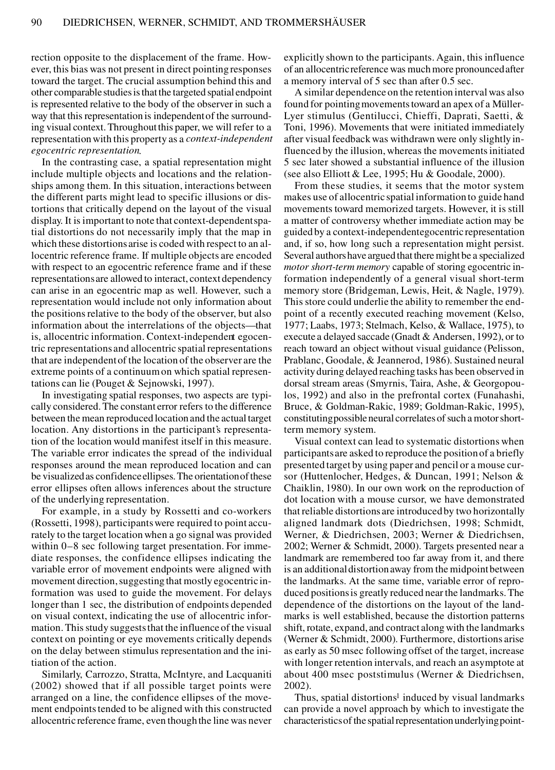rection opposite to the displacement of the frame. However, this bias was not present in direct pointing responses toward the target. The crucial assumption behind this and other comparable studies is that the targeted spatial endpoint is represented relative to the body of the observer in such a way that this representation is independent of the surrounding visual context. Throughout this paper, we will refer to a representation with this property as a *context-independent egocentric representation*.

In the contrasting case, a spatial representation might include multiple objects and locations and the relationships among them. In this situation, interactions between the different parts might lead to specific illusions or distortions that critically depend on the layout of the visual display. It is important to note that context-dependent spatial distortions do not necessarily imply that the map in which these distortions arise is coded with respect to an allocentric reference frame. If multiple objects are encoded with respect to an egocentric reference frame and if these representations are allowed to interact, context dependency can arise in an egocentric map as well. However, such a representation would include not only information about the positions relative to the body of the observer, but also information about the interrelations of the objects—that is, allocentric information. Context-independent egocentric representations and allocentric spatial representations that are independent of the location of the observer are the extreme points of a continuum on which spatial representations can lie (Pouget & Sejnowski, 1997).

In investigating spatial responses, two aspects are typically considered. The constant error refers to the difference between the mean reproduced location and the actual target location. Any distortions in the participant's representation of the location would manifest itself in this measure. The variable error indicates the spread of the individual responses around the mean reproduced location and can be visualized as confidence ellipses. The orientation of these error ellipses often allows inferences about the structure of the underlying representation.

For example, in a study by Rossetti and co-workers (Rossetti, 1998), participants were required to point accurately to the target location when a go signal was provided within 0–8 sec following target presentation. For immediate responses, the confidence ellipses indicating the variable error of movement endpoints were aligned with movement direction, suggesting that mostly egocentric information was used to guide the movement. For delays longer than 1 sec, the distribution of endpoints depended on visual context, indicating the use of allocentric information. This study suggests that the influence of the visual context on pointing or eye movements critically depends on the delay between stimulus representation and the initiation of the action.

Similarly, Carrozzo, Stratta, McIntyre, and Lacquaniti (2002) showed that if all possible target points were arranged on a line, the confidence ellipses of the movement endpoints tended to be aligned with this constructed allocentric reference frame, even though the line was never explicitly shown to the participants. Again, this influence of an allocentric reference was much more pronounced after a memory interval of 5 sec than after 0.5 sec.

A similar dependence on the retention interval was also found for pointing movements toward an apex of a Müller-Lyer stimulus (Gentilucci, Chieffi, Daprati, Saetti, & Toni, 1996). Movements that were initiated immediately after visual feedback was withdrawn were only slightly influenced by the illusion, whereas the movements initiated 5 sec later showed a substantial influence of the illusion (see also Elliott & Lee, 1995; Hu & Goodale, 2000).

From these studies, it seems that the motor system makes use of allocentric spatial information to guide hand movements toward memorized targets. However, it is still a matter of controversy whether immediate action may be guided by a context-independent egocentric representation and, if so, how long such a representation might persist. Several authors have argued that there might be a specialized *motor short-term memory* capable of storing egocentric information independently of a general visual short-term memory store (Bridgeman, Lewis, Heit, & Nagle, 1979). This store could underlie the ability to remember the endpoint of a recently executed reaching movement (Kelso, 1977; Laabs, 1973; Stelmach, Kelso, & Wallace, 1975), to execute a delayed saccade (Gnadt & Andersen, 1992), or to reach toward an object without visual guidance (Pelisson, Prablanc, Goodale, & Jeannerod, 1986). Sustained neural activity during delayed reaching tasks has been observed in dorsal stream areas (Smyrnis, Taira, Ashe, & Georgopoulos, 1992) and also in the prefrontal cortex (Funahashi, Bruce, & Goldman-Rakic, 1989; Goldman-Rakic, 1995), constituting possible neural correlates of such a motor short-term memory system.

Visual context can lead to systematic distortions when participants are asked to reproduce the position of a briefly presented target by using paper and pencil or a mouse cursor (Huttenlocher, Hedges, & Duncan, 1991; Nelson & Chaiklin, 1980). In our own work on the reproduction of dot location with a mouse cursor, we have demonstrated that reliable distortions are introduced by two horizontally aligned landmark dots (Diedrichsen, 1998; Schmidt, Werner, & Diedrichsen, 2003; Werner & Diedrichsen, 2002; Werner & Schmidt, 2000). Targets presented near a landmark are remembered too far away from it, and there is an additional distortion away from the midpoint between the landmarks. At the same time, variable error of reproduced positions is greatly reduced near the landmarks. The dependence of the distortions on the layout of the landmarks is well established, because the distortion patterns shift, rotate, expand, and contract along with the landmarks (Werner & Schmidt, 2000). Furthermore, distortions arise as early as 50 msec following offset of the target, increase with longer retention intervals, and reach an asymptote at about 400 msec poststimulus (Werner & Diedrichsen, 2002).

Thus, spatial distortions[1] induced by visual landmarks can provide a novel approach by which to investigate the characteristics of the spatial representation underlying point-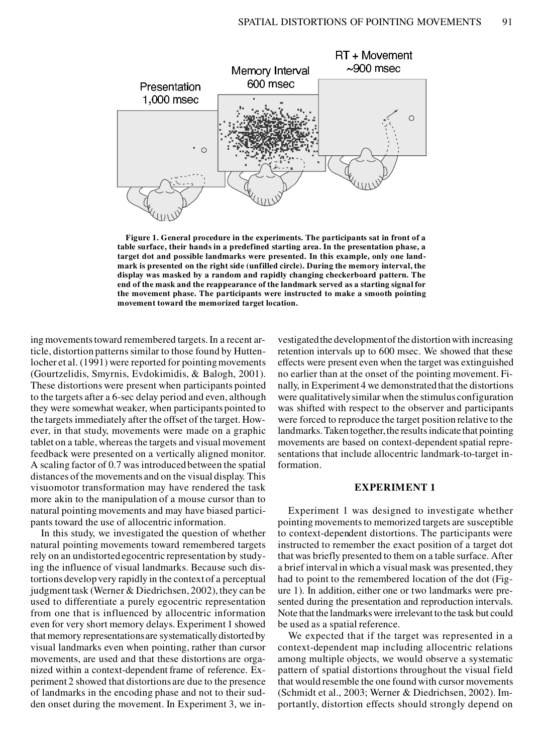Presentation
1,000 msec

Memory Interval
600 msec

RT + Movement
~900 msec

**Figure 1. General procedure in the experiments. The participants sat in front of a table surface, their hands in a predefined starting area. In the presentation phase, a target dot and possible landmarks were presented. In this example, only one landmark is presented on the right side (unfilled circle). During the memory interval, the display was masked by a random and rapidly changing checkerboard pattern. The end of the mask and the reappearance of the landmark served as a starting signal for the movement phase. The participants were instructed to make a smooth pointing movement toward the memorized target location.**

ing movements toward remembered targets. In a recent article, distortion patterns similar to those found by Huttenlocher et al. (1991) were reported for pointing movements (Gourtzelidis, Smyrnis, Evdokimidis, & Balogh, 2001). These distortions were present when participants pointed to the targets after a 6-sec delay period and even, although they were somewhat weaker, when participants pointed to the targets immediately after the offset of the target. However, in that study, movements were made on a graphic tablet on a table, whereas the targets and visual movement feedback were presented on a vertically aligned monitor. A scaling factor of 0.7 was introduced between the spatial distances of the movements and on the visual display. This visuomotor transformation may have rendered the task more akin to the manipulation of a mouse cursor than to natural pointing movements and may have biased participants toward the use of allocentric information.

In this study, we investigated the question of whether natural pointing movements toward remembered targets rely on an undistorted egocentric representation by studying the influence of visual landmarks. Because such distortions develop very rapidly in the context of a perceptual judgment task (Werner & Diedrichsen, 2002), they can be used to differentiate a purely egocentric representation from one that is influenced by allocentric information even for very short memory delays. Experiment 1 showed that memory representations are systematically distorted by visual landmarks even when pointing, rather than cursor movements, are used and that these distortions are organized within a context-dependent frame of reference. Experiment 2 showed that distortions are due to the presence of landmarks in the encoding phase and not to their sudden onset during the movement. In Experiment 3, we investigated the development of the distortion with increasing retention intervals up to 600 msec. We showed that these effects were present even when the target was extinguished no earlier than at the onset of the pointing movement. Finally, in Experiment 4 we demonstrated that the distortions were qualitatively similar when the stimulus configuration was shifted with respect to the observer and participants were forced to reproduce the target position relative to the landmarks. Taken together, the results indicate that pointing movements are based on context-dependent spatial representations that include allocentric landmark-to-target information.

## EXPERIMENT 1

Experiment 1 was designed to investigate whether pointing movements to memorized targets are susceptible to context-dependent distortions. The participants were instructed to remember the exact position of a target dot that was briefly presented to them on a table surface. After a brief interval in which a visual mask was presented, they had to point to the remembered location of the dot (Figure 1). In addition, either one or two landmarks were presented during the presentation and reproduction intervals. Note that the landmarks were irrelevant to the task but could be used as a spatial reference.

We expected that if the target was represented in a context-dependent map including allocentric relations among multiple objects, we would observe a systematic pattern of spatial distortions throughout the visual field that would resemble the one found with cursor movements (Schmidt et al., 2003; Werner & Diedrichsen, 2002). Importantly, distortion effects should strongly depend on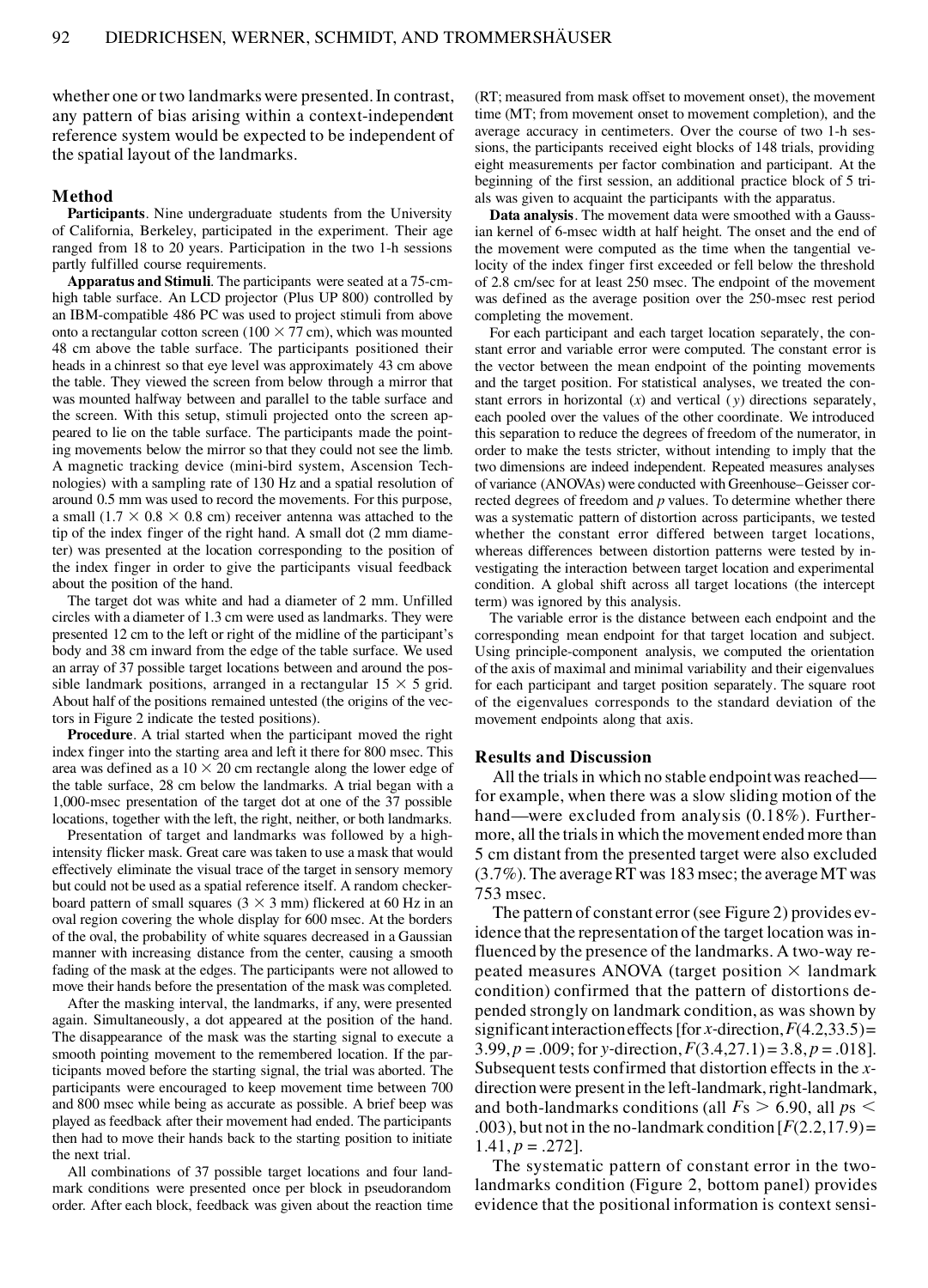whether one or two landmarks were presented. In contrast, any pattern of bias arising within a context-independent reference system would be expected to be independent of the spatial layout of the landmarks.

## Method

**Participants**. Nine undergraduate students from the University of California, Berkeley, participated in the experiment. Their age ranged from 18 to 20 years. Participation in the two 1-h sessions partly fulfilled course requirements.

**Apparatus and Stimuli**. The participants were seated at a 75-cm-high table surface. An LCD projector (Plus UP 800) controlled by an IBM-compatible 486 PC was used to project stimuli from above onto a rectangular cotton screen ($100 \times 77$ cm), which was mounted 48 cm above the table surface. The participants positioned their heads in a chinrest so that eye level was approximately 43 cm above the table. They viewed the screen from below through a mirror that was mounted halfway between and parallel to the table surface and the screen. With this setup, stimuli projected onto the screen appeared to lie on the table surface. The participants made the pointing movements below the mirror so that they could not see the limb. A magnetic tracking device (mini-bird system, Ascension Technologies) with a sampling rate of 130 Hz and a spatial resolution of around 0.5 mm was used to record the movements. For this purpose, a small ($1.7 \times 0.8 \times 0.8$ cm) receiver antenna was attached to the tip of the index finger of the right hand. A small dot (2 mm diameter) was presented at the location corresponding to the position of the index finger in order to give the participants visual feedback about the position of the hand.

The target dot was white and had a diameter of 2 mm. Unfilled circles with a diameter of 1.3 cm were used as landmarks. They were presented 12 cm to the left or right of the midline of the participant's body and 38 cm inward from the edge of the table surface. We used an array of 37 possible target locations between and around the possible landmark positions, arranged in a rectangular $15 \times 5$ grid. About half of the positions remained untested (the origins of the vectors in Figure 2 indicate the tested positions).

**Procedure**. A trial started when the participant moved the right index finger into the starting area and left it there for 800 msec. This area was defined as a $10 \times 20$ cm rectangle along the lower edge of the table surface, 28 cm below the landmarks. A trial began with a 1,000-msec presentation of the target dot at one of the 37 possible locations, together with the left, the right, neither, or both landmarks.

Presentation of target and landmarks was followed by a high-intensity flicker mask. Great care was taken to use a mask that would effectively eliminate the visual trace of the target in sensory memory but could not be used as a spatial reference itself. A random checkerboard pattern of small squares ($3 \times 3$ mm) flickered at 60 Hz in an oval region covering the whole display for 600 msec. At the borders of the oval, the probability of white squares decreased in a Gaussian manner with increasing distance from the center, causing a smooth fading of the mask at the edges. The participants were not allowed to move their hands before the presentation of the mask was completed.

After the masking interval, the landmarks, if any, were presented again. Simultaneously, a dot appeared at the position of the hand. The disappearance of the mask was the starting signal to execute a smooth pointing movement to the remembered location. If the participants moved before the starting signal, the trial was aborted. The participants were encouraged to keep movement time between 700 and 800 msec while being as accurate as possible. A brief beep was played as feedback after their movement had ended. The participants then had to move their hands back to the starting position to initiate the next trial.

All combinations of 37 possible target locations and four landmark conditions were presented once per block in pseudorandom order. After each block, feedback was given about the reaction time (RT; measured from mask offset to movement onset), the movement time (MT; from movement onset to movement completion), and the average accuracy in centimeters. Over the course of two 1-h sessions, the participants received eight blocks of 148 trials, providing eight measurements per factor combination and participant. At the beginning of the first session, an additional practice block of 5 trials was given to acquaint the participants with the apparatus.

**Data analysis**. The movement data were smoothed with a Gaussian kernel of 6-msec width at half height. The onset and the end of the movement were computed as the time when the tangential velocity of the index finger first exceeded or fell below the threshold of 2.8 cm/sec for at least 250 msec. The endpoint of the movement was defined as the average position over the 250-msec rest period completing the movement.

For each participant and each target location separately, the constant error and variable error were computed. The constant error is the vector between the mean endpoint of the pointing movements and the target position. For statistical analyses, we treated the constant errors in horizontal ($x$) and vertical ($y$) directions separately, each pooled over the values of the other coordinate. We introduced this separation to reduce the degrees of freedom of the numerator, in order to make the tests stricter, without intending to imply that the two dimensions are indeed independent. Repeated measures analyses of variance (ANOVAs) were conducted with Greenhouse–Geisser corrected degrees of freedom and $p$ values. To determine whether there was a systematic pattern of distortion across participants, we tested whether the constant error differed between target locations, whereas differences between distortion patterns were tested by investigating the interaction between target location and experimental condition. A global shift across all target locations (the intercept term) was ignored by this analysis.

The variable error is the distance between each endpoint and the corresponding mean endpoint for that target location and subject. Using principle-component analysis, we computed the orientation of the axis of maximal and minimal variability and their eigenvalues for each participant and target position separately. The square root of the eigenvalues corresponds to the standard deviation of the movement endpoints along that axis.

## Results and Discussion

All the trials in which no stable endpoint was reached—for example, when there was a slow sliding motion of the hand—were excluded from analysis (0.18%). Furthermore, all the trials in which the movement ended more than 5 cm distant from the presented target were also excluded (3.7%). The average RT was 183 msec; the average MT was 753 msec.

The pattern of constant error (see Figure 2) provides evidence that the representation of the target location was influenced by the presence of the landmarks. A two-way repeated measures ANOVA (target position $\times$ landmark condition) confirmed that the pattern of distortions depended strongly on landmark condition, as was shown by significant interaction effects [for $x$-direction, $F(4.2, 33.5) = 3.99$, $p = .009$; for $y$-direction, $F(3.4, 27.1) = 3.8$, $p = .018$]. Subsequent tests confirmed that distortion effects in the $x$-direction were present in the left-landmark, right-landmark, and both-landmarks conditions (all $F$s $> 6.90$, all $p$s $< .003$), but not in the no-landmark condition [$F(2.2, 17.9) = 1.41$, $p = .272$].

The systematic pattern of constant error in the two-landmarks condition (Figure 2, bottom panel) provides evidence that the positional information is context sensi-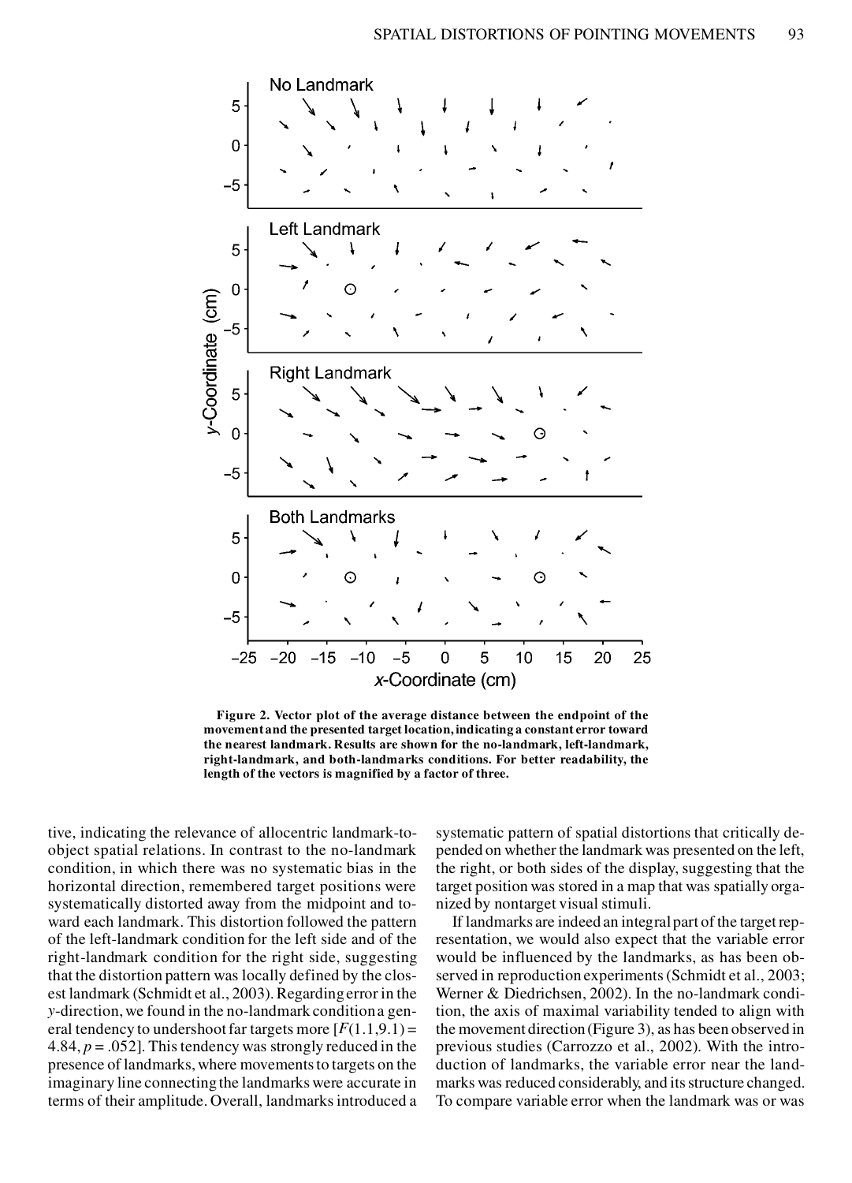No Landmark

Left Landmark

Right Landmark

Both Landmarks

5

0

−5

y-Coordinate (cm)

−25 −20 −15 −10 −5 0 5 10 15 20 25

x-Coordinate (cm)

**Figure 2. Vector plot of the average distance between the endpoint of the movement and the presented target location, indicating a constant error toward the nearest landmark. Results are shown for the no-landmark, left-landmark, right-landmark, and both-landmarks conditions. For better readability, the length of the vectors is magnified by a factor of three.**

tive, indicating the relevance of allocentric landmark-to-object spatial relations. In contrast to the no-landmark condition, in which there was no systematic bias in the horizontal direction, remembered target positions were systematically distorted away from the midpoint and toward each landmark. This distortion followed the pattern of the left-landmark condition for the left side and of the right-landmark condition for the right side, suggesting that the distortion pattern was locally defined by the closest landmark (Schmidt et al., 2003). Regarding error in the *y*-direction, we found in the no-landmark condition a general tendency to undershoot far targets more [$F(1.1,9.1) = 4.84$, $p = .052$]. This tendency was strongly reduced in the presence of landmarks, where movements to targets on the imaginary line connecting the landmarks were accurate in terms of their amplitude. Overall, landmarks introduced a systematic pattern of spatial distortions that critically depended on whether the landmark was presented on the left, the right, or both sides of the display, suggesting that the target position was stored in a map that was spatially organized by nontarget visual stimuli.

If landmarks are indeed an integral part of the target representation, we would also expect that the variable error would be influenced by the landmarks, as has been observed in reproduction experiments (Schmidt et al., 2003; Werner & Diedrichsen, 2002). In the no-landmark condition, the axis of maximal variability tended to align with the movement direction (Figure 3), as has been observed in previous studies (Carrozzo et al., 2002). With the introduction of landmarks, the variable error near the landmarks was reduced considerably, and its structure changed. To compare variable error when the landmark was or was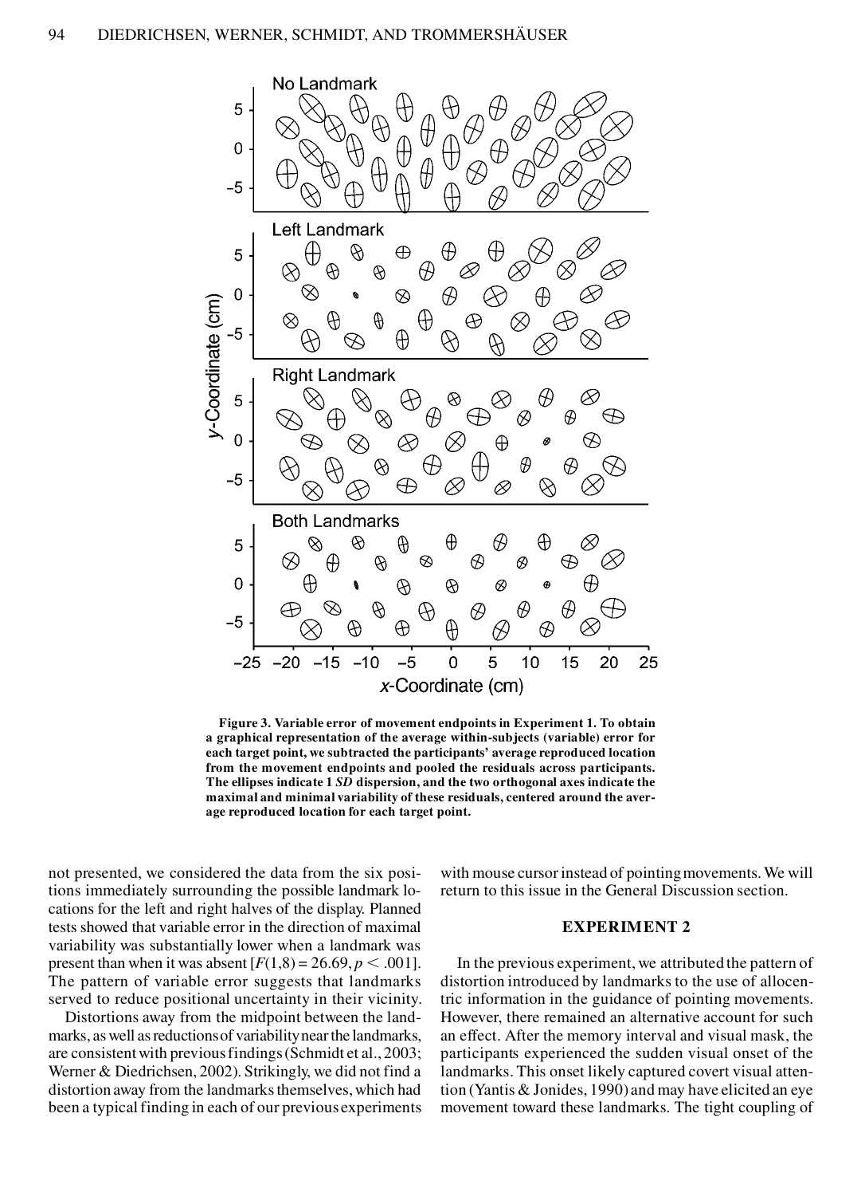No Landmark

Left Landmark

Right Landmark

Both Landmarks

y-Coordinate (cm)

5
0
−5

−25 −20 −15 −10 −5 0 5 10 15 20 25

x-Coordinate (cm)

**Figure 3. Variable error of movement endpoints in Experiment 1. To obtain a graphical representation of the average within-subjects (variable) error for each target point, we subtracted the participants' average reproduced location from the movement endpoints and pooled the residuals across participants. The ellipses indicate 1 *SD* dispersion, and the two orthogonal axes indicate the maximal and minimal variability of these residuals, centered around the average reproduced location for each target point.**

not presented, we considered the data from the six positions immediately surrounding the possible landmark locations for the left and right halves of the display. Planned tests showed that variable error in the direction of maximal variability was substantially lower when a landmark was present than when it was absent [$F(1,8) = 26.69, p < .001$]. The pattern of variable error suggests that landmarks served to reduce positional uncertainty in their vicinity.

Distortions away from the midpoint between the landmarks, as well as reductions of variability near the landmarks, are consistent with previous findings (Schmidt et al., 2003; Werner & Diedrichsen, 2002). Strikingly, we did not find a distortion away from the landmarks themselves, which had been a typical finding in each of our previous experiments with mouse cursor instead of pointing movements. We will return to this issue in the General Discussion section.

## EXPERIMENT 2

In the previous experiment, we attributed the pattern of distortion introduced by landmarks to the use of allocentric information in the guidance of pointing movements. However, there remained an alternative account for such an effect. After the memory interval and visual mask, the participants experienced the sudden visual onset of the landmarks. This onset likely captured covert visual attention (Yantis & Jonides, 1990) and may have elicited an eye movement toward these landmarks. The tight coupling of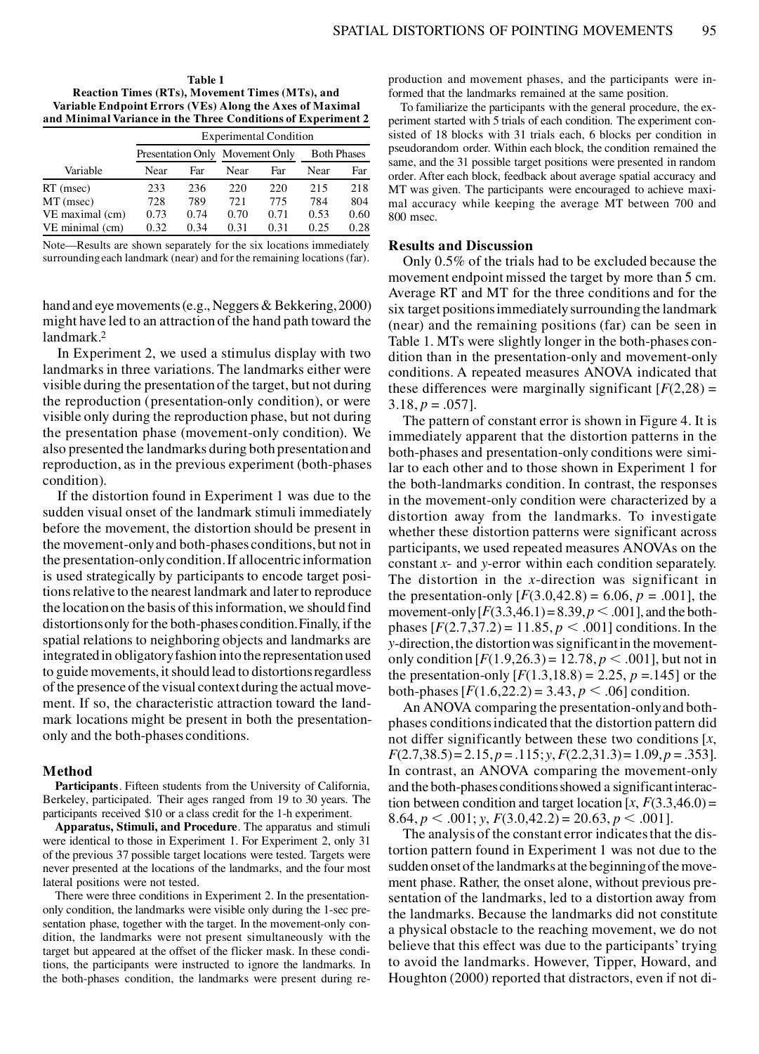**Table 1**
**Reaction Times (RTs), Movement Times (MTs), and Variable Endpoint Errors (VEs) Along the Axes of Maximal and Minimal Variance in the Three Conditions of Experiment 2**

| | Experimental Condition | | | | | |
|---|---|---|---|---|---|---|
| | Presentation Only | | Movement Only | | Both Phases | |
| Variable | Near | Far | Near | Far | Near | Far |
| RT (msec) | 233 | 236 | 220 | 220 | 215 | 218 |
| MT (msec) | 728 | 789 | 721 | 775 | 784 | 804 |
| VE maximal (cm) | 0.73 | 0.74 | 0.70 | 0.71 | 0.53 | 0.60 |
| VE minimal (cm) | 0.32 | 0.34 | 0.31 | 0.31 | 0.25 | 0.28 |

Note—Results are shown separately for the six locations immediately surrounding each landmark (near) and for the remaining locations (far).

hand and eye movements (e.g., Neggers & Bekkering, 2000) might have led to an attraction of the hand path toward the landmark.[2]

In Experiment 2, we used a stimulus display with two landmarks in three variations. The landmarks either were visible during the presentation of the target, but not during the reproduction (presentation-only condition), or were visible only during the reproduction phase, but not during the presentation phase (movement-only condition). We also presented the landmarks during both presentation and reproduction, as in the previous experiment (both-phases condition).

If the distortion found in Experiment 1 was due to the sudden visual onset of the landmark stimuli immediately before the movement, the distortion should be present in the movement-only and both-phases conditions, but not in the presentation-only condition. If allocentric information is used strategically by participants to encode target positions relative to the nearest landmark and later to reproduce the location on the basis of this information, we should find distortions only for the both-phases condition. Finally, if the spatial relations to neighboring objects and landmarks are integrated in obligatory fashion into the representation used to guide movements, it should lead to distortions regardless of the presence of the visual context during the actual movement. If so, the characteristic attraction toward the landmark locations might be present in both the presentation-only and the both-phases conditions.

## Method

**Participants**. Fifteen students from the University of California, Berkeley, participated. Their ages ranged from 19 to 30 years. The participants received $10 or a class credit for the 1-h experiment.

**Apparatus, Stimuli, and Procedure**. The apparatus and stimuli were identical to those in Experiment 1. For Experiment 2, only 31 of the previous 37 possible target locations were tested. Targets were never presented at the locations of the landmarks, and the four most lateral positions were not tested.

There were three conditions in Experiment 2. In the presentation-only condition, the landmarks were visible only during the 1-sec presentation phase, together with the target. In the movement-only condition, the landmarks were not present simultaneously with the target but appeared at the offset of the flicker mask. In these conditions, the participants were instructed to ignore the landmarks. In the both-phases condition, the landmarks were present during reproduction and movement phases, and the participants were informed that the landmarks remained at the same position.

To familiarize the participants with the general procedure, the experiment started with 5 trials of each condition. The experiment consisted of 18 blocks with 31 trials each, 6 blocks per condition in pseudorandom order. Within each block, the condition remained the same, and the 31 possible target positions were presented in random order. After each block, feedback about average spatial accuracy and MT was given. The participants were encouraged to achieve maximal accuracy while keeping the average MT between 700 and 800 msec.

## Results and Discussion

Only 0.5% of the trials had to be excluded because the movement endpoint missed the target by more than 5 cm. Average RT and MT for the three conditions and for the six target positions immediately surrounding the landmark (near) and the remaining positions (far) can be seen in Table 1. MTs were slightly longer in the both-phases condition than in the presentation-only and movement-only conditions. A repeated measures ANOVA indicated that these differences were marginally significant [$F(2,28) = 3.18$, $p = .057$].

The pattern of constant error is shown in Figure 4. It is immediately apparent that the distortion patterns in the both-phases and presentation-only conditions were similar to each other and to those shown in Experiment 1 for the both-landmarks condition. In contrast, the responses in the movement-only condition were characterized by a distortion away from the landmarks. To investigate whether these distortion patterns were significant across participants, we used repeated measures ANOVAs on the constant *x*- and *y*-error within each condition separately. The distortion in the *x*-direction was significant in the presentation-only [$F(3.0,42.8) = 6.06$, $p = .001$], the movement-only [$F(3.3,46.1) = 8.39$, $p < .001$], and the both-phases [$F(2.7,37.2) = 11.85$, $p < .001$] conditions. In the *y*-direction, the distortion was significant in the movement-only condition [$F(1.9,26.3) = 12.78$, $p < .001$], but not in the presentation-only [$F(1.3,18.8) = 2.25$, $p = .145$] or the both-phases [$F(1.6,22.2) = 3.43$, $p < .06$] condition.

An ANOVA comparing the presentation-only and both-phases conditions indicated that the distortion pattern did not differ significantly between these two conditions [*x*, $F(2.7,38.5) = 2.15$, $p = .115$; *y*, $F(2.2,31.3) = 1.09$, $p = .353$]. In contrast, an ANOVA comparing the movement-only and the both-phases conditions showed a significant interaction between condition and target location [*x*, $F(3.3,46.0) = 8.64$, $p < .001$; *y*, $F(3.0,42.2) = 20.63$, $p < .001$].

The analysis of the constant error indicates that the distortion pattern found in Experiment 1 was not due to the sudden onset of the landmarks at the beginning of the movement phase. Rather, the onset alone, without previous presentation of the landmarks, led to a distortion away from the landmarks. Because the landmarks did not constitute a physical obstacle to the reaching movement, we do not believe that this effect was due to the participants' trying to avoid the landmarks. However, Tipper, Howard, and Houghton (2000) reported that distractors, even if not di-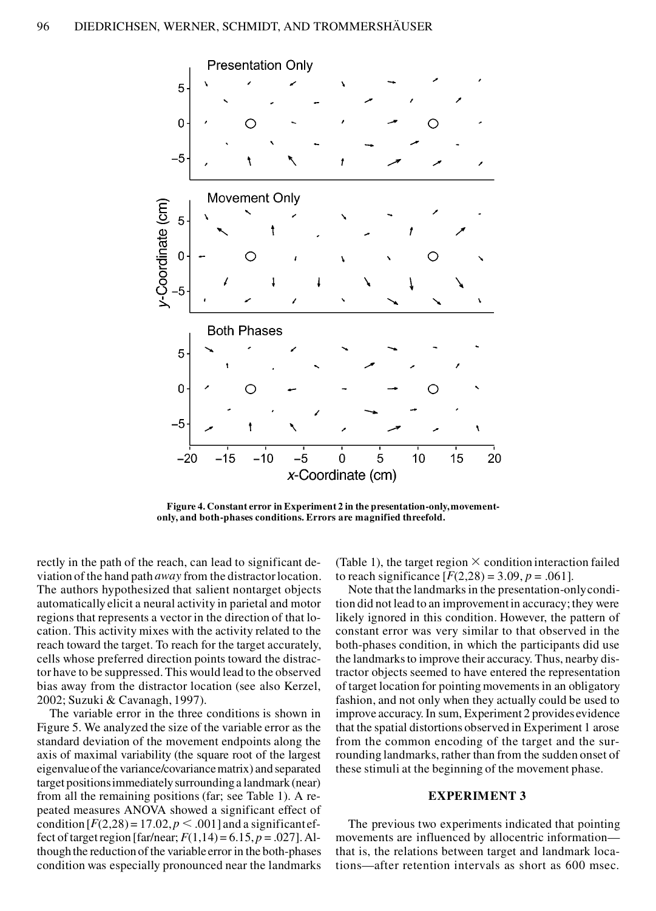Presentation Only

Movement Only

Both Phases

y-Coordinate (cm)

5

0

−5

−20 −15 −10 −5 0 5 10 15 20

x-Coordinate (cm)

**Figure 4. Constant error in Experiment 2 in the presentation-only, movement-only, and both-phases conditions. Errors are magnified threefold.**

rectly in the path of the reach, can lead to significant deviation of the hand path *away* from the distractor location. The authors hypothesized that salient nontarget objects automatically elicit a neural activity in parietal and motor regions that represents a vector in the direction of that location. This activity mixes with the activity related to the reach toward the target. To reach for the target accurately, cells whose preferred direction points toward the distractor have to be suppressed. This would lead to the observed bias away from the distractor location (see also Kerzel, 2002; Suzuki & Cavanagh, 1997).

The variable error in the three conditions is shown in Figure 5. We analyzed the size of the variable error as the standard deviation of the movement endpoints along the axis of maximal variability (the square root of the largest eigenvalue of the variance/covariance matrix) and separated target positions immediately surrounding a landmark (near) from all the remaining positions (far; see Table 1). A repeated measures ANOVA showed a significant effect of condition [$F(2,28) = 17.02, p < .001$] and a significant effect of target region [far/near; $F(1,14) = 6.15, p = .027$]. Although the reduction of the variable error in the both-phases condition was especially pronounced near the landmarks (Table 1), the target region × condition interaction failed to reach significance [$F(2,28) = 3.09, p = .061$].

Note that the landmarks in the presentation-only condition did not lead to an improvement in accuracy; they were likely ignored in this condition. However, the pattern of constant error was very similar to that observed in the both-phases condition, in which the participants did use the landmarks to improve their accuracy. Thus, nearby distractor objects seemed to have entered the representation of target location for pointing movements in an obligatory fashion, and not only when they actually could be used to improve accuracy. In sum, Experiment 2 provides evidence that the spatial distortions observed in Experiment 1 arose from the common encoding of the target and the surrounding landmarks, rather than from the sudden onset of these stimuli at the beginning of the movement phase.

## EXPERIMENT 3

The previous two experiments indicated that pointing movements are influenced by allocentric information—that is, the relations between target and landmark locations—after retention intervals as short as 600 msec.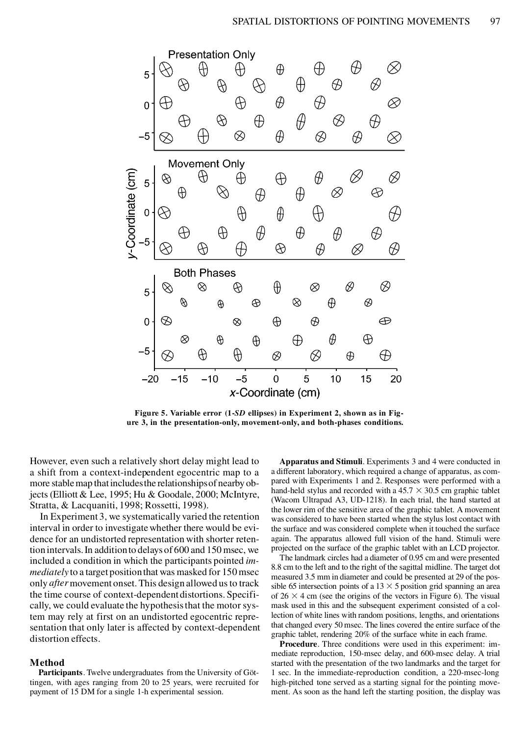Presentation Only

Movement Only

Both Phases

y-Coordinate (cm)

5

0

−5

−20 −15 −10 −5 0 5 10 15 20

x-Coordinate (cm)

**Figure 5. Variable error (1-*SD* ellipses) in Experiment 2, shown as in Figure 3, in the presentation-only, movement-only, and both-phases conditions.**

However, even such a relatively short delay might lead to a shift from a context-independent egocentric map to a more stable map that includes the relationships of nearby objects (Elliott & Lee, 1995; Hu & Goodale, 2000; McIntyre, Stratta, & Lacquaniti, 1998; Rossetti, 1998).

In Experiment 3, we systematically varied the retention interval in order to investigate whether there would be evidence for an undistorted representation with shorter retention intervals. In addition to delays of 600 and 150 msec, we included a condition in which the participants pointed *immediately* to a target position that was masked for 150 msec only *after* movement onset. This design allowed us to track the time course of context-dependent distortions. Specifically, we could evaluate the hypothesis that the motor system may rely at first on an undistorted egocentric representation that only later is affected by context-dependent distortion effects.

## Method

**Participants**. Twelve undergraduates from the University of Göttingen, with ages ranging from 20 to 25 years, were recruited for payment of 15 DM for a single 1-h experimental session.

**Apparatus and Stimuli**. Experiments 3 and 4 were conducted in a different laboratory, which required a change of apparatus, as compared with Experiments 1 and 2. Responses were performed with a hand-held stylus and recorded with a 45.7 $\times$ 30.5 cm graphic tablet (Wacom Ultrapad A3, UD-1218). In each trial, the hand started at the lower rim of the sensitive area of the graphic tablet. A movement was considered to have been started when the stylus lost contact with the surface and was considered complete when it touched the surface again. The apparatus allowed full vision of the hand. Stimuli were projected on the surface of the graphic tablet with an LCD projector.

The landmark circles had a diameter of 0.95 cm and were presented 8.8 cm to the left and to the right of the sagittal midline. The target dot measured 3.5 mm in diameter and could be presented at 29 of the possible 65 intersection points of a 13 $\times$ 5 position grid spanning an area of 26 $\times$ 4 cm (see the origins of the vectors in Figure 6). The visual mask used in this and the subsequent experiment consisted of a collection of white lines with random positions, lengths, and orientations that changed every 50 msec. The lines covered the entire surface of the graphic tablet, rendering 20% of the surface white in each frame.

**Procedure**. Three conditions were used in this experiment: immediate reproduction, 150-msec delay, and 600-msec delay. A trial started with the presentation of the two landmarks and the target for 1 sec. In the immediate-reproduction condition, a 220-msec-long high-pitched tone served as a starting signal for the pointing movement. As soon as the hand left the starting position, the display was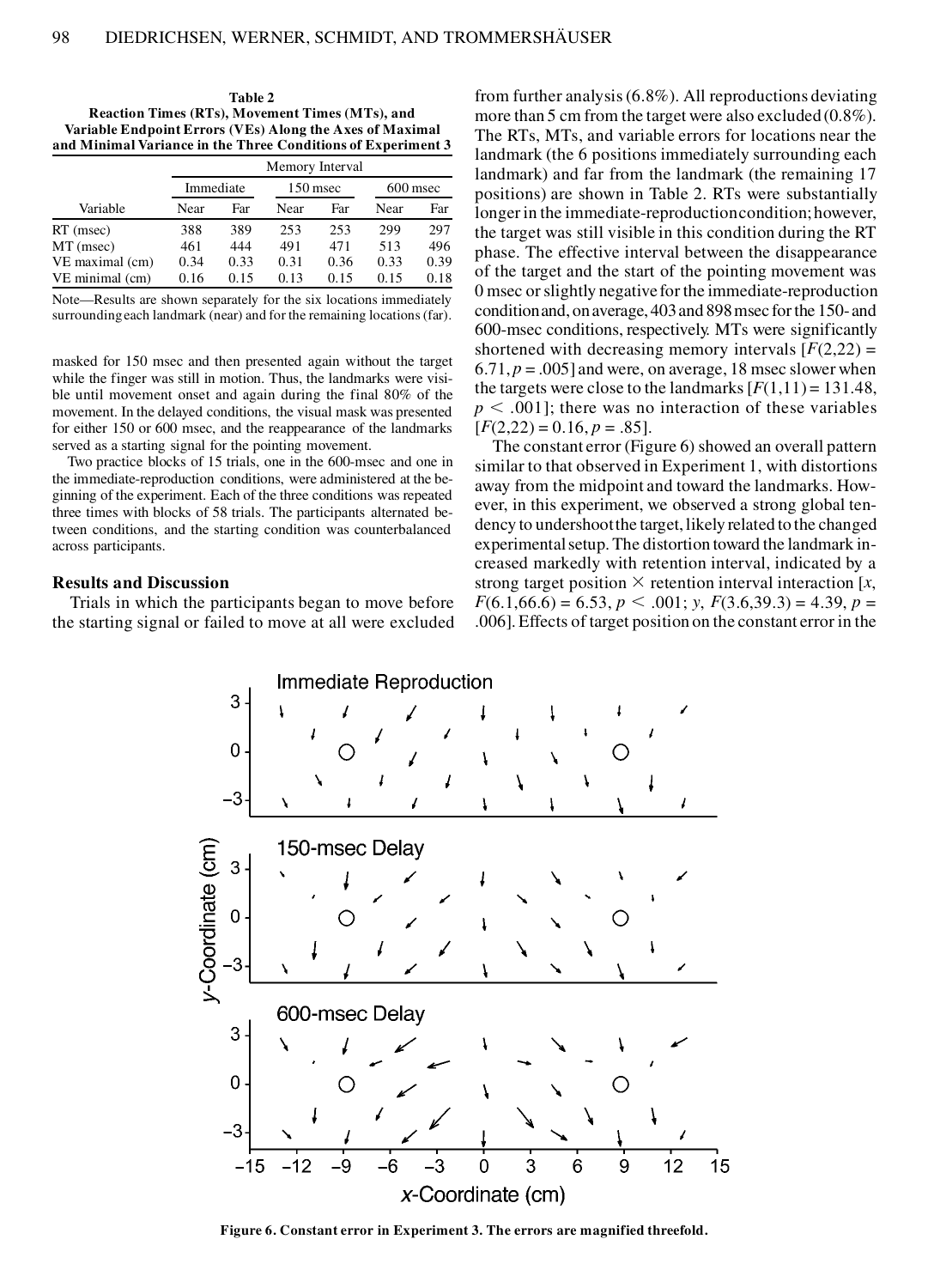**Table 2**
**Reaction Times (RTs), Movement Times (MTs), and Variable Endpoint Errors (VEs) Along the Axes of Maximal and Minimal Variance in the Three Conditions of Experiment 3**

| | Memory Interval | | | | | |
|---|---|---|---|---|---|---|
| | Immediate | | 150 msec | | 600 msec | |
| Variable | Near | Far | Near | Far | Near | Far |
| RT (msec) | 388 | 389 | 253 | 253 | 299 | 297 |
| MT (msec) | 461 | 444 | 491 | 471 | 513 | 496 |
| VE maximal (cm) | 0.34 | 0.33 | 0.31 | 0.36 | 0.33 | 0.39 |
| VE minimal (cm) | 0.16 | 0.15 | 0.13 | 0.15 | 0.15 | 0.18 |

Note—Results are shown separately for the six locations immediately surrounding each landmark (near) and for the remaining locations (far).

masked for 150 msec and then presented again without the target while the finger was still in motion. Thus, the landmarks were visible until movement onset and again during the final 80% of the movement. In the delayed conditions, the visual mask was presented for either 150 or 600 msec, and the reappearance of the landmarks served as a starting signal for the pointing movement.

Two practice blocks of 15 trials, one in the 600-msec and one in the immediate-reproduction conditions, were administered at the beginning of the experiment. Each of the three conditions was repeated three times with blocks of 58 trials. The participants alternated between conditions, and the starting condition was counterbalanced across participants.

## Results and Discussion

Trials in which the participants began to move before the starting signal or failed to move at all were excluded from further analysis (6.8%). All reproductions deviating more than 5 cm from the target were also excluded (0.8%). The RTs, MTs, and variable errors for locations near the landmark (the 6 positions immediately surrounding each landmark) and far from the landmark (the remaining 17 positions) are shown in Table 2. RTs were substantially longer in the immediate-reproduction condition; however, the target was still visible in this condition during the RT phase. The effective interval between the disappearance of the target and the start of the pointing movement was 0 msec or slightly negative for the immediate-reproduction condition and, on average, 403 and 898 msec for the 150- and 600-msec conditions, respectively. MTs were significantly shortened with decreasing memory intervals [$F(2,22) = 6.71, p = .005$] and were, on average, 18 msec slower when the targets were close to the landmarks [$F(1,11) = 131.48, p < .001$]; there was no interaction of these variables [$F(2,22) = 0.16, p = .85$].

The constant error (Figure 6) showed an overall pattern similar to that observed in Experiment 1, with distortions away from the midpoint and toward the landmarks. However, in this experiment, we observed a strong global tendency to undershoot the target, likely related to the changed experimental setup. The distortion toward the landmark increased markedly with retention interval, indicated by a strong target position × retention interval interaction [$x$, $F(6.1,66.6) = 6.53, p < .001$; $y$, $F(3.6,39.3) = 4.39, p = .006$]. Effects of target position on the constant error in the

**Figure 6. Constant error in Experiment 3. The errors are magnified threefold.**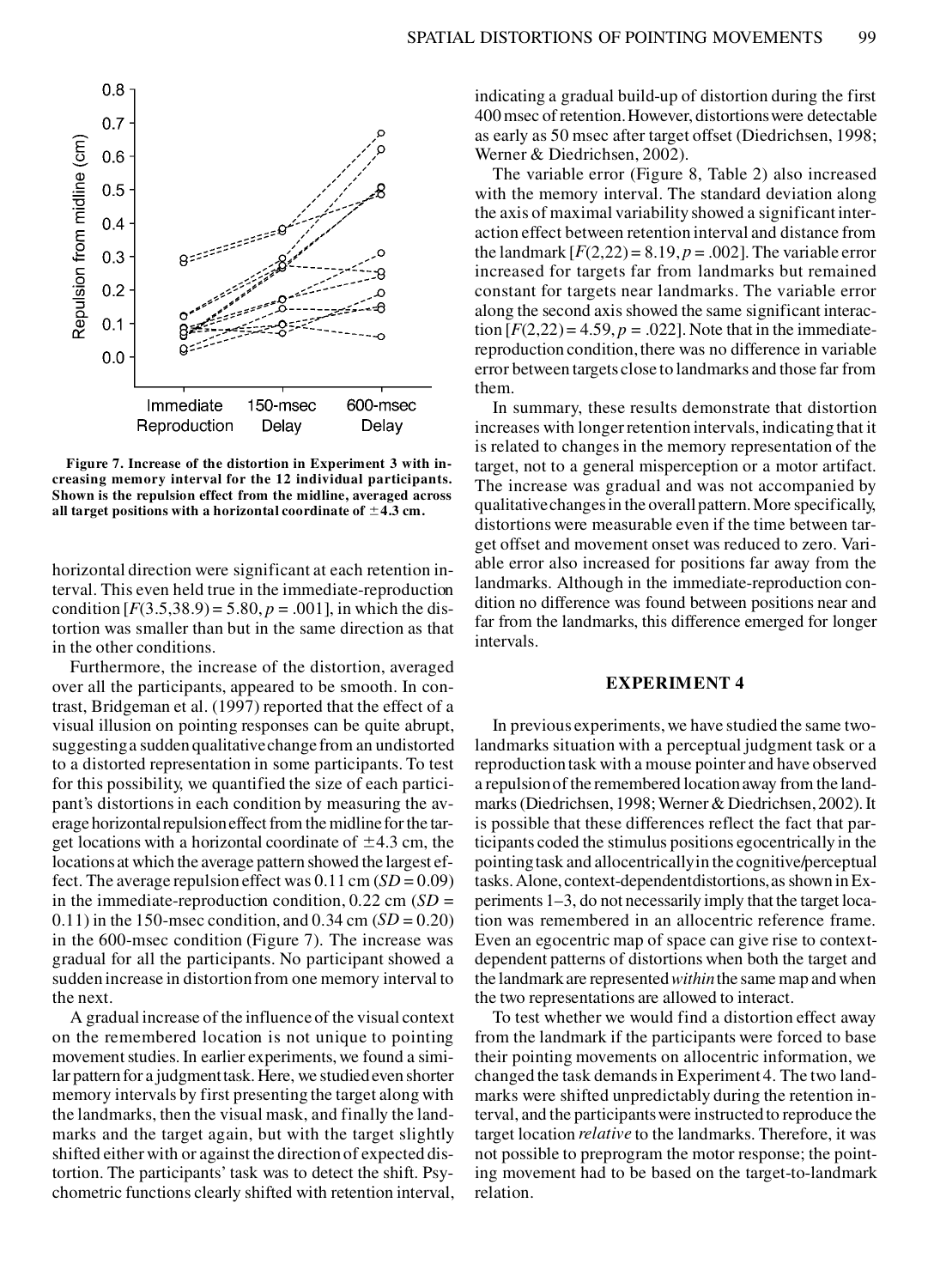0.8
0.7
0.6
0.5
0.4
0.3
0.2
0.1
0.0

Repulsion from midline (cm)

Immediate Reproduction

150-msec Delay

600-msec Delay

**Figure 7. Increase of the distortion in Experiment 3 with increasing memory interval for the 12 individual participants. Shown is the repulsion effect from the midline, averaged across all target positions with a horizontal coordinate of ±4.3 cm.**

horizontal direction were significant at each retention interval. This even held true in the immediate-reproduction condition [$F(3.5,38.9) = 5.80$, $p = .001$], in which the distortion was smaller than but in the same direction as that in the other conditions.

Furthermore, the increase of the distortion, averaged over all the participants, appeared to be smooth. In contrast, Bridgeman et al. (1997) reported that the effect of a visual illusion on pointing responses can be quite abrupt, suggesting a sudden qualitative change from an undistorted to a distorted representation in some participants. To test for this possibility, we quantified the size of each participant's distortions in each condition by measuring the average horizontal repulsion effect from the midline for the target locations with a horizontal coordinate of ±4.3 cm, the locations at which the average pattern showed the largest effect. The average repulsion effect was 0.11 cm ($SD = 0.09$) in the immediate-reproduction condition, 0.22 cm ($SD = 0.11$) in the 150-msec condition, and 0.34 cm ($SD = 0.20$) in the 600-msec condition (Figure 7). The increase was gradual for all the participants. No participant showed a sudden increase in distortion from one memory interval to the next.

A gradual increase of the influence of the visual context on the remembered location is not unique to pointing movement studies. In earlier experiments, we found a similar pattern for a judgment task. Here, we studied even shorter memory intervals by first presenting the target along with the landmarks, then the visual mask, and finally the landmarks and the target again, but with the target slightly shifted either with or against the direction of expected distortion. The participants' task was to detect the shift. Psychometric functions clearly shifted with retention interval, indicating a gradual build-up of distortion during the first 400 msec of retention. However, distortions were detectable as early as 50 msec after target offset (Diedrichsen, 1998; Werner & Diedrichsen, 2002).

The variable error (Figure 8, Table 2) also increased with the memory interval. The standard deviation along the axis of maximal variability showed a significant interaction effect between retention interval and distance from the landmark [$F(2,22) = 8.19$, $p = .002$]. The variable error increased for targets far from landmarks but remained constant for targets near landmarks. The variable error along the second axis showed the same significant interaction [$F(2,22) = 4.59$, $p = .022$]. Note that in the immediate-reproduction condition, there was no difference in variable error between targets close to landmarks and those far from them.

In summary, these results demonstrate that distortion increases with longer retention intervals, indicating that it is related to changes in the memory representation of the target, not to a general misperception or a motor artifact. The increase was gradual and was not accompanied by qualitative changes in the overall pattern. More specifically, distortions were measurable even if the time between target offset and movement onset was reduced to zero. Variable error also increased for positions far away from the landmarks. Although in the immediate-reproduction condition no difference was found between positions near and far from the landmarks, this difference emerged for longer intervals.

## EXPERIMENT 4

In previous experiments, we have studied the same two-landmarks situation with a perceptual judgment task or a reproduction task with a mouse pointer and have observed a repulsion of the remembered location away from the landmarks (Diedrichsen, 1998; Werner & Diedrichsen, 2002). It is possible that these differences reflect the fact that participants coded the stimulus positions egocentrically in the pointing task and allocentrically in the cognitive/perceptual tasks. Alone, context-dependent distortions, as shown in Experiments 1–3, do not necessarily imply that the target location was remembered in an allocentric reference frame. Even an egocentric map of space can give rise to context-dependent patterns of distortions when both the target and the landmark are represented *within* the same map and when the two representations are allowed to interact.

To test whether we would find a distortion effect away from the landmark if the participants were forced to base their pointing movements on allocentric information, we changed the task demands in Experiment 4. The two landmarks were shifted unpredictably during the retention interval, and the participants were instructed to reproduce the target location *relative* to the landmarks. Therefore, it was not possible to preprogram the motor response; the pointing movement had to be based on the target-to-landmark relation.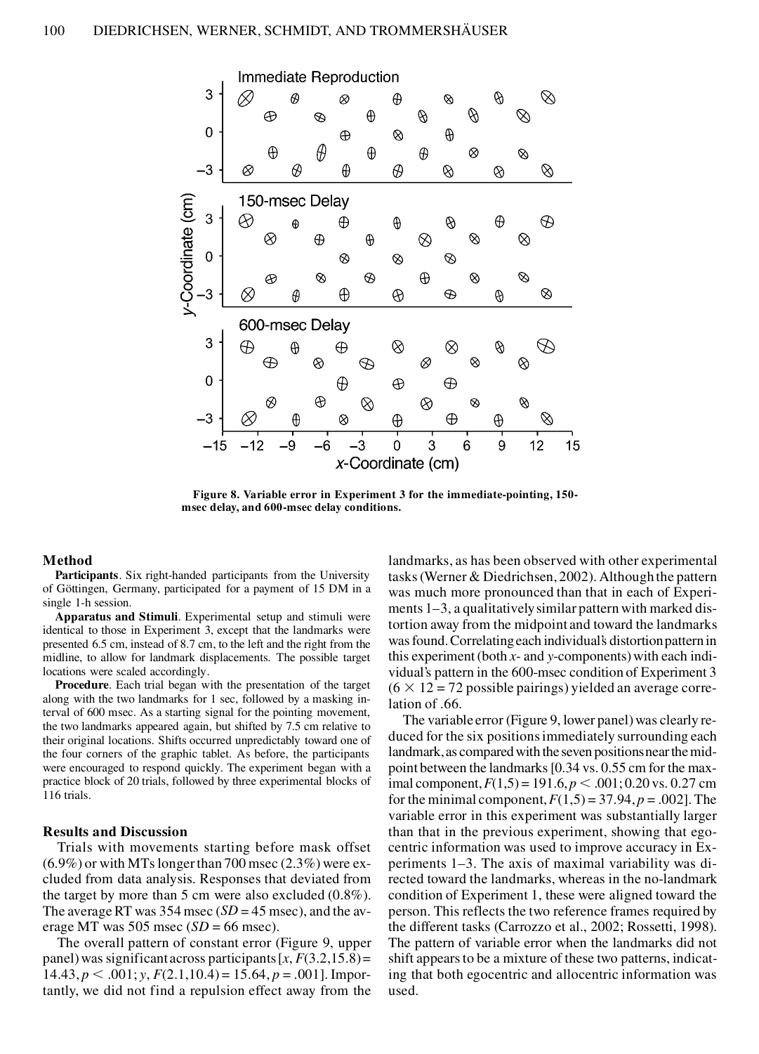Immediate Reproduction

150-msec Delay

600-msec Delay

y-Coordinate (cm)

3

0

–3

–15 –12 –9 –6 –3 0 3 6 9 12 15

x-Coordinate (cm)

**Figure 8. Variable error in Experiment 3 for the immediate-pointing, 150-msec delay, and 600-msec delay conditions.**

## Method

**Participants**. Six right-handed participants from the University of Göttingen, Germany, participated for a payment of 15 DM in a single 1-h session.

**Apparatus and Stimuli**. Experimental setup and stimuli were identical to those in Experiment 3, except that the landmarks were presented 6.5 cm, instead of 8.7 cm, to the left and the right from the midline, to allow for landmark displacements. The possible target locations were scaled accordingly.

**Procedure**. Each trial began with the presentation of the target along with the two landmarks for 1 sec, followed by a masking interval of 600 msec. As a starting signal for the pointing movement, the two landmarks appeared again, but shifted by 7.5 cm relative to their original locations. Shifts occurred unpredictably toward one of the four corners of the graphic tablet. As before, the participants were encouraged to respond quickly. The experiment began with a practice block of 20 trials, followed by three experimental blocks of 116 trials.

## Results and Discussion

Trials with movements starting before mask offset (6.9%) or with MTs longer than 700 msec (2.3%) were excluded from data analysis. Responses that deviated from the target by more than 5 cm were also excluded (0.8%). The average RT was 354 msec ($SD = 45$ msec), and the average MT was 505 msec ($SD = 66$ msec).

The overall pattern of constant error (Figure 9, upper panel) was significant across participants [$x$, $F(3.2,15.8) = 14.43$, $p < .001$; $y$, $F(2.1,10.4) = 15.64$, $p = .001$]. Importantly, we did not find a repulsion effect away from the landmarks, as has been observed with other experimental tasks (Werner & Diedrichsen, 2002). Although the pattern was much more pronounced than that in each of Experiments 1–3, a qualitatively similar pattern with marked distortion away from the midpoint and toward the landmarks was found. Correlating each individual's distortion pattern in this experiment (both $x$- and $y$-components) with each individual's pattern in the 600-msec condition of Experiment 3 ($6 \times 12 = 72$ possible pairings) yielded an average correlation of .66.

The variable error (Figure 9, lower panel) was clearly reduced for the six positions immediately surrounding each landmark, as compared with the seven positions near the midpoint between the landmarks [0.34 vs. 0.55 cm for the maximal component, $F(1,5) = 191.6$, $p < .001$; 0.20 vs. 0.27 cm for the minimal component, $F(1,5) = 37.94$, $p = .002$]. The variable error in this experiment was substantially larger than that in the previous experiment, showing that egocentric information was used to improve accuracy in Experiments 1–3. The axis of maximal variability was directed toward the landmarks, whereas in the no-landmark condition of Experiment 1, these were aligned toward the person. This reflects the two reference frames required by the different tasks (Carrozzo et al., 2002; Rossetti, 1998). The pattern of variable error when the landmarks did not shift appears to be a mixture of these two patterns, indicating that both egocentric and allocentric information was used.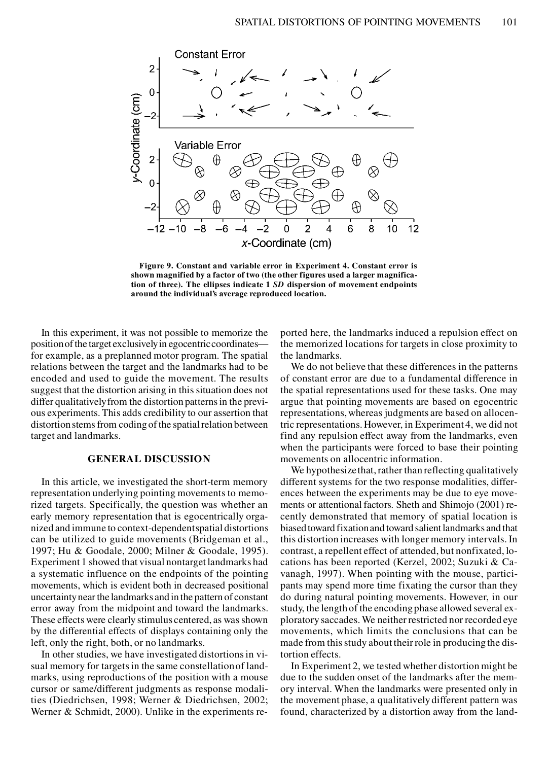Constant Error

Variable Error

y-Coordinate (cm)

2
0
−2

2
0
−2

−12 −10 −8 −6 −4 −2 0 2 4 6 8 10 12

x-Coordinate (cm)

**Figure 9. Constant and variable error in Experiment 4. Constant error is shown magnified by a factor of two (the other figures used a larger magnification of three). The ellipses indicate 1 *SD* dispersion of movement endpoints around the individual's average reproduced location.**

In this experiment, it was not possible to memorize the position of the target exclusively in egocentric coordinates—for example, as a preplanned motor program. The spatial relations between the target and the landmarks had to be encoded and used to guide the movement. The results suggest that the distortion arising in this situation does not differ qualitatively from the distortion patterns in the previous experiments. This adds credibility to our assertion that distortion stems from coding of the spatial relation between target and landmarks.

## GENERAL DISCUSSION

In this article, we investigated the short-term memory representation underlying pointing movements to memorized targets. Specifically, the question was whether an early memory representation that is egocentrically organized and immune to context-dependent spatial distortions can be utilized to guide movements (Bridgeman et al., 1997; Hu & Goodale, 2000; Milner & Goodale, 1995). Experiment 1 showed that visual nontarget landmarks had a systematic influence on the endpoints of the pointing movements, which is evident both in decreased positional uncertainty near the landmarks and in the pattern of constant error away from the midpoint and toward the landmarks. These effects were clearly stimulus centered, as was shown by the differential effects of displays containing only the left, only the right, both, or no landmarks.

In other studies, we have investigated distortions in visual memory for targets in the same constellation of landmarks, using reproductions of the position with a mouse cursor or same/different judgments as response modalities (Diedrichsen, 1998; Werner & Diedrichsen, 2002; Werner & Schmidt, 2000). Unlike in the experiments reported here, the landmarks induced a repulsion effect on the memorized locations for targets in close proximity to the landmarks.

We do not believe that these differences in the patterns of constant error are due to a fundamental difference in the spatial representations used for these tasks. One may argue that pointing movements are based on egocentric representations, whereas judgments are based on allocentric representations. However, in Experiment 4, we did not find any repulsion effect away from the landmarks, even when the participants were forced to base their pointing movements on allocentric information.

We hypothesize that, rather than reflecting qualitatively different systems for the two response modalities, differences between the experiments may be due to eye movements or attentional factors. Sheth and Shimojo (2001) recently demonstrated that memory of spatial location is biased toward fixation and toward salient landmarks and that this distortion increases with longer memory intervals. In contrast, a repellent effect of attended, but nonfixated, locations has been reported (Kerzel, 2002; Suzuki & Cavanagh, 1997). When pointing with the mouse, participants may spend more time fixating the cursor than they do during natural pointing movements. However, in our study, the length of the encoding phase allowed several exploratory saccades. We neither restricted nor recorded eye movements, which limits the conclusions that can be made from this study about their role in producing the distortion effects.

In Experiment 2, we tested whether distortion might be due to the sudden onset of the landmarks after the memory interval. When the landmarks were presented only in the movement phase, a qualitatively different pattern was found, characterized by a distortion away from the land-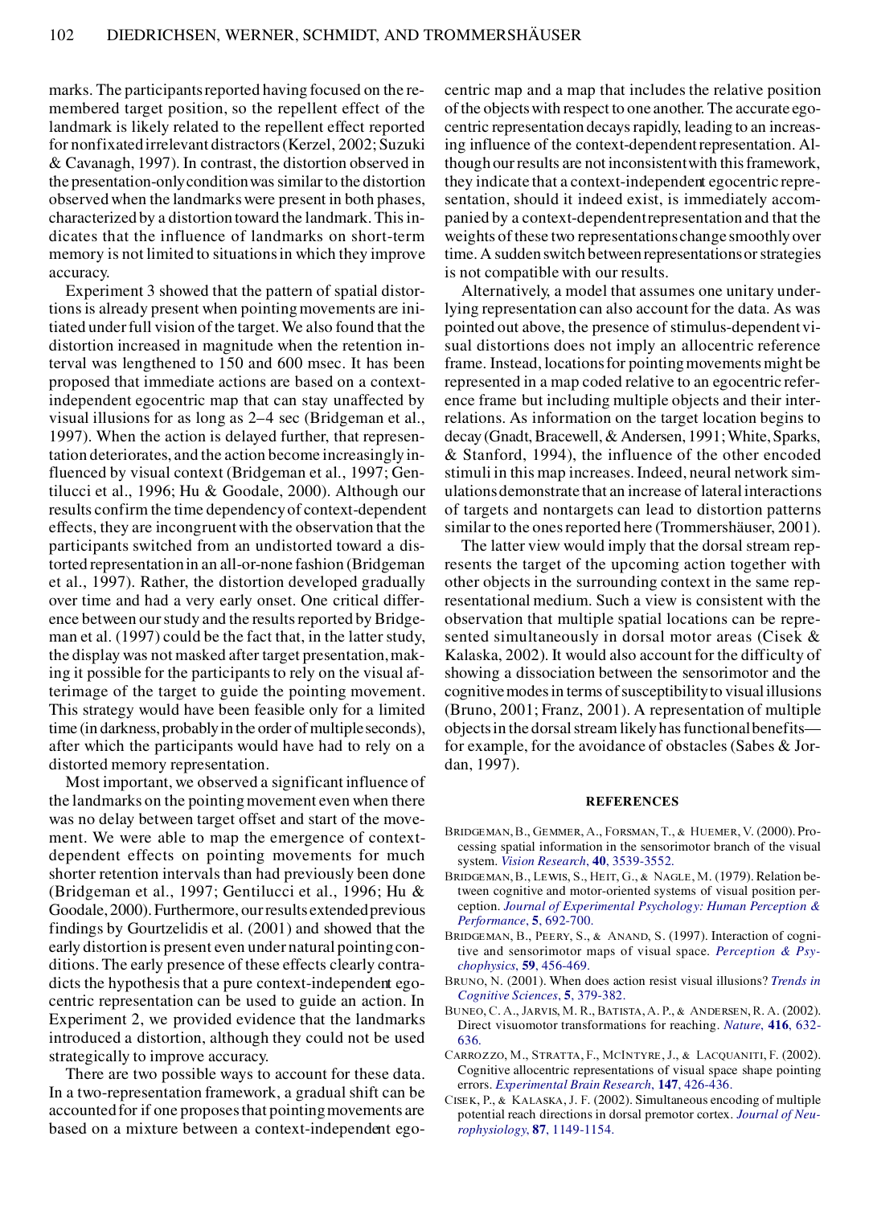marks. The participants reported having focused on the remembered target position, so the repellent effect of the landmark is likely related to the repellent effect reported for nonfixated irrelevant distractors (Kerzel, 2002; Suzuki & Cavanagh, 1997). In contrast, the distortion observed in the presentation-only condition was similar to the distortion observed when the landmarks were present in both phases, characterized by a distortion toward the landmark. This indicates that the influence of landmarks on short-term memory is not limited to situations in which they improve accuracy.

Experiment 3 showed that the pattern of spatial distortions is already present when pointing movements are initiated under full vision of the target. We also found that the distortion increased in magnitude when the retention interval was lengthened to 150 and 600 msec. It has been proposed that immediate actions are based on a context-independent egocentric map that can stay unaffected by visual illusions for as long as 2–4 sec (Bridgeman et al., 1997). When the action is delayed further, that representation deteriorates, and the action become increasingly influenced by visual context (Bridgeman et al., 1997; Gentilucci et al., 1996; Hu & Goodale, 2000). Although our results confirm the time dependency of context-dependent effects, they are incongruent with the observation that the participants switched from an undistorted toward a distorted representation in an all-or-none fashion (Bridgeman et al., 1997). Rather, the distortion developed gradually over time and had a very early onset. One critical difference between our study and the results reported by Bridgeman et al. (1997) could be the fact that, in the latter study, the display was not masked after target presentation, making it possible for the participants to rely on the visual afterimage of the target to guide the pointing movement. This strategy would have been feasible only for a limited time (in darkness, probably in the order of multiple seconds), after which the participants would have had to rely on a distorted memory representation.

Most important, we observed a significant influence of the landmarks on the pointing movement even when there was no delay between target offset and start of the movement. We were able to map the emergence of context-dependent effects on pointing movements for much shorter retention intervals than had previously been done (Bridgeman et al., 1997; Gentilucci et al., 1996; Hu & Goodale, 2000). Furthermore, our results extended previous findings by Gourtzelidis et al. (2001) and showed that the early distortion is present even under natural pointing conditions. The early presence of these effects clearly contradicts the hypothesis that a pure context-independent egocentric representation can be used to guide an action. In Experiment 2, we provided evidence that the landmarks introduced a distortion, although they could not be used strategically to improve accuracy.

There are two possible ways to account for these data. In a two-representation framework, a gradual shift can be accounted for if one proposes that pointing movements are based on a mixture between a context-independent egocentric map and a map that includes the relative position of the objects with respect to one another. The accurate egocentric representation decays rapidly, leading to an increasing influence of the context-dependent representation. Although our results are not inconsistent with this framework, they indicate that a context-independent egocentric representation, should it indeed exist, is immediately accompanied by a context-dependent representation and that the weights of these two representations change smoothly over time. A sudden switch between representations or strategies is not compatible with our results.

Alternatively, a model that assumes one unitary underlying representation can also account for the data. As was pointed out above, the presence of stimulus-dependent visual distortions does not imply an allocentric reference frame. Instead, locations for pointing movements might be represented in a map coded relative to an egocentric reference frame but including multiple objects and their interrelations. As information on the target location begins to decay (Gnadt, Bracewell, & Andersen, 1991; White, Sparks, & Stanford, 1994), the influence of the other encoded stimuli in this map increases. Indeed, neural network simulations demonstrate that an increase of lateral interactions of targets and nontargets can lead to distortion patterns similar to the ones reported here (Trommershäuser, 2001).

The latter view would imply that the dorsal stream represents the target of the upcoming action together with other objects in the surrounding context in the same representational medium. Such a view is consistent with the observation that multiple spatial locations can be represented simultaneously in dorsal motor areas (Cisek & Kalaska, 2002). It would also account for the difficulty of showing a dissociation between the sensorimotor and the cognitive modes in terms of susceptibility to visual illusions (Bruno, 2001; Franz, 2001). A representation of multiple objects in the dorsal stream likely has functional benefits—for example, for the avoidance of obstacles (Sabes & Jordan, 1997).

## REFERENCES

Bridgeman, B., Gemmer, A., Forsman, T., & Huemer, V. (2000). Processing spatial information in the sensorimotor branch of the visual system. *Vision Research*, **40**, 3539-3552.

Bridgeman, B., Lewis, S., Heit, G., & Nagle, M. (1979). Relation between cognitive and motor-oriented systems of visual position perception. *Journal of Experimental Psychology: Human Perception & Performance*, **5**, 692-700.

Bridgeman, B., Peery, S., & Anand, S. (1997). Interaction of cognitive and sensorimotor maps of visual space. *Perception & Psychophysics*, **59**, 456-469.

Bruno, N. (2001). When does action resist visual illusions? *Trends in Cognitive Sciences*, **5**, 379-382.

Buneo, C. A., Jarvis, M. R., Batista, A. P., & Andersen, R. A. (2002). Direct visuomotor transformations for reaching. *Nature*, **416**, 632-636.

Carrozzo, M., Stratta, F., McIntyre, J., & Lacquaniti, F. (2002). Cognitive allocentric representations of visual space shape pointing errors. *Experimental Brain Research*, **147**, 426-436.

Cisek, P., & Kalaska, J. F. (2002). Simultaneous encoding of multiple potential reach directions in dorsal premotor cortex. *Journal of Neurophysiology*, **87**, 1149-1154.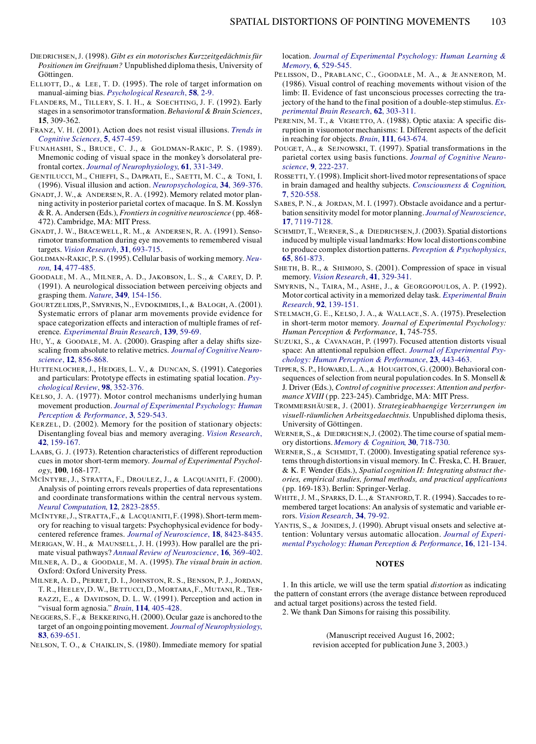Diedrichsen, J. (1998). *Gibt es ein motorisches Kurzzeitgedächtnis für Positionen im Greifraum?* Unpublished diploma thesis, University of Göttingen.

Elliott, D., & Lee, T. D. (1995). The role of target information on manual-aiming bias. *Psychological Research*, **58**, 2-9.

Flanders, M., Tillery, S. I. H., & Soechting, J. F. (1992). Early stages in a sensorimotor transformation. *Behavioral & Brain Sciences*, **15**, 309-362.

Franz, V. H. (2001). Action does not resist visual illusions. *Trends in Cognitive Sciences*, **5**, 457-459.

Funahashi, S., Bruce, C. J., & Goldman-Rakic, P. S. (1989). Mnemonic coding of visual space in the monkey's dorsolateral prefrontal cortex. *Journal of Neurophysiology*, **61**, 331-349.

Gentilucci, M., Chieffi, S., Daprati, E., Saetti, M. C., & Toni, I. (1996). Visual illusion and action. *Neuropsychologica*, **34**, 369-376.

Gnadt, J. W., & Andersen, R. A. (1992). Memory related motor planning activity in posterior parietal cortex of macaque. In S. M. Kosslyn & R. A. Andersen (Eds.), *Frontiers in cognitive neuroscience* (pp. 468-472). Cambridge, MA: MIT Press.

Gnadt, J. W., Bracewell, R. M., & Andersen, R. A. (1991). Sensorimotor transformation during eye movements to remembered visual targets. *Vision Research*, **31**, 693-715.

Goldman-Rakic, P. S. (1995). Cellular basis of working memory. *Neuron*, **14**, 477-485.

Goodale, M. A., Milner, A. D., Jakobson, L. S., & Carey, D. P. (1991). A neurological dissociation between perceiving objects and grasping them. *Nature*, **349**, 154-156.

Gourtzelidis, P., Smyrnis, N., Evdokimidis, I., & Balogh, A. (2001). Systematic errors of planar arm movements provide evidence for space categorization effects and interaction of multiple frames of reference. *Experimental Brain Research*, **139**, 59-69.

Hu, Y., & Goodale, M. A. (2000). Grasping after a delay shifts size-scaling from absolute to relative metrics. *Journal of Cognitive Neuroscience*, **12**, 856-868.

Huttenlocher, J., Hedges, L. V., & Duncan, S. (1991). Categories and particulars: Prototype effects in estimating spatial location. *Psychological Review*, **98**, 352-376.

Kelso, J. A. (1977). Motor control mechanisms underlying human movement production. *Journal of Experimental Psychology: Human Perception & Performance*, **3**, 529-543.

Kerzel, D. (2002). Memory for the position of stationary objects: Disentangling foveal bias and memory averaging. *Vision Research*, **42**, 159-167.

Laabs, G. J. (1973). Retention characteristics of different reproduction cues in motor short-term memory. *Journal of Experimental Psychology*, **100**, 168-177.

McIntyre, J., Stratta, F., Droulez, J., & Lacquaniti, F. (2000). Analysis of pointing errors reveals properties of data representations and coordinate transformations within the central nervous system. *Neural Computation*, **12**, 2823-2855.

McIntyre, J., Stratta, F., & Lacquaniti, F. (1998). Short-term memory for reaching to visual targets: Psychophysical evidence for body-centered reference frames. *Journal of Neuroscience*, **18**, 8423-8435.

Merigan, W. H., & Maunsell, J. H. (1993). How parallel are the primate visual pathways? *Annual Review of Neuroscience*, **16**, 369-402.

Milner, A. D., & Goodale, M. A. (1995). *The visual brain in action*. Oxford: Oxford University Press.

Milner, A. D., Perret, D. I., Johnston, R. S., Benson, P. J., Jordan, T. R., Heeley, D. W., Bettucci, D., Mortara, F., Mutani, R., Terrazzi, E., & Davidson, D. L. W. (1991). Perception and action in "visual form agnosia." *Brain*, **114**, 405-428.

Neggers, S. F., & Bekkering, H. (2000). Ocular gaze is anchored to the target of an ongoing pointing movement. *Journal of Neurophysiology*, **83**, 639-651.

Nelson, T. O., & Chaiklin, S. (1980). Immediate memory for spatial location. *Journal of Experimental Psychology: Human Learning & Memory*, **6**, 529-545.

Pelisson, D., Prablanc, C., Goodale, M. A., & Jeannerod, M. (1986). Visual control of reaching movements without vision of the limb: II. Evidence of fast unconscious processes correcting the trajectory of the hand to the final position of a double-step stimulus. *Experimental Brain Research*, **62**, 303-311.

Perenin, M. T., & Vighetto, A. (1988). Optic ataxia: A specific disruption in visuomotor mechanisms: I. Different aspects of the deficit in reaching for objects. *Brain*, **111**, 643-674.

Pouget, A., & Sejnowski, T. (1997). Spatial transformations in the parietal cortex using basis functions. *Journal of Cognitive Neuroscience*, **9**, 222-237.

Rossetti, Y. (1998). Implicit short-lived motor representations of space in brain damaged and healthy subjects. *Consciousness & Cognition*, **7**, 520-558.

Sabes, P. N., & Jordan, M. I. (1997). Obstacle avoidance and a perturbation sensitivity model for motor planning. *Journal of Neuroscience*, **17**, 7119-7128.

Schmidt, T., Werner, S., & Diedrichsen, J. (2003). Spatial distortions induced by multiple visual landmarks: How local distortions combine to produce complex distortion patterns. *Perception & Psychophysics*, **65**, 861-873.

Sheth, B. R., & Shimojo, S. (2001). Compression of space in visual memory. *Vision Research*, **41**, 329-341.

Smyrnis, N., Taira, M., Ashe, J., & Georgopoulos, A. P. (1992). Motor cortical activity in a memorized delay task. *Experimental Brain Research*, **92**, 139-151.

Stelmach, G. E., Kelso, J. A., & Wallace, S. A. (1975). Preselection in short-term motor memory. *Journal of Experimental Psychology: Human Perception & Performance*, **1**, 745-755.

Suzuki, S., & Cavanagh, P. (1997). Focused attention distorts visual space: An attentional repulsion effect. *Journal of Experimental Psychology: Human Perception & Performance*, **23**, 443-463.

Tipper, S. P., Howard, L. A., & Houghton, G. (2000). Behavioral consequences of selection from neural population codes. In S. Monsell & J. Driver (Eds.), *Control of cognitive processes: Attention and performance XVIII* (pp. 223-245). Cambridge, MA: MIT Press.

Trommershäuser, J. (2001). *Strategieabhaengige Verzerrungen im visuell-räumlichen Arbeitsgedaechtnis*. Unpublished diploma thesis, University of Göttingen.

Werner, S., & Diedrichsen, J. (2002). The time course of spatial memory distortions. *Memory & Cognition*, **30**, 718-730.

Werner, S., & Schmidt, T. (2000). Investigating spatial reference systems through distortions in visual memory. In C. Freska, C. H. Brauer, & K. F. Wender (Eds.), *Spatial cognition II: Integrating abstract theories, empirical studies, formal methods, and practical applications* (pp. 169-183). Berlin: Springer-Verlag.

White, J. M., Sparks, D. L., & Stanford, T. R. (1994). Saccades to remembered target locations: An analysis of systematic and variable errors. *Vision Research*, **34**, 79-92.

Yantis, S., & Jonides, J. (1990). Abrupt visual onsets and selective attention: Voluntary versus automatic allocation. *Journal of Experimental Psychology: Human Perception & Performance*, **16**, 121-134.

## NOTES

1. In this article, we will use the term spatial *distortion* as indicating the pattern of constant errors (the average distance between reproduced and actual target positions) across the tested field.

2. We thank Dan Simons for raising this possibility.

(Manuscript received August 16, 2002;
revision accepted for publication June 3, 2003.)